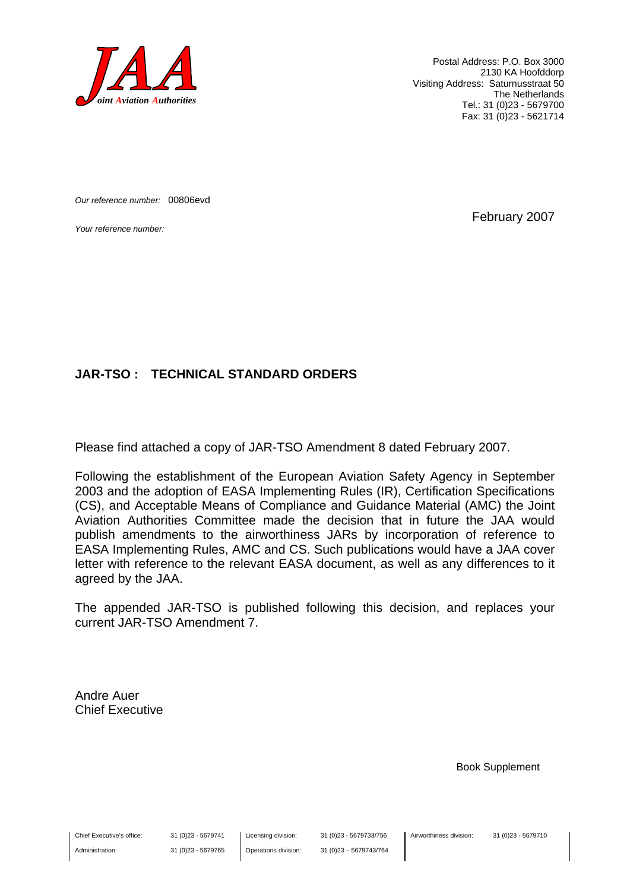**JAA**
*Joint Aviation Authorities*

Postal Address: P.O. Box 3000
2130 KA Hoofddorp
Visiting Address: Saturnusstraat 50
The Netherlands
Tel.: 31 (0)23 - 5679700
Fax: 31 (0)23 - 5621714

*Our reference number:* 00806evd

*Your reference number:*

February 2007

**JAR-TSO : TECHNICAL STANDARD ORDERS**

Please find attached a copy of JAR-TSO Amendment 8 dated February 2007.

Following the establishment of the European Aviation Safety Agency in September 2003 and the adoption of EASA Implementing Rules (IR), Certification Specifications (CS), and Acceptable Means of Compliance and Guidance Material (AMC) the Joint Aviation Authorities Committee made the decision that in future the JAA would publish amendments to the airworthiness JARs by incorporation of reference to EASA Implementing Rules, AMC and CS. Such publications would have a JAA cover letter with reference to the relevant EASA document, as well as any differences to it agreed by the JAA.

The appended JAR-TSO is published following this decision, and replaces your current JAR-TSO Amendment 7.

Andre Auer
Chief Executive

Book Supplement

| Chief Executive's office: | 31 (0)23 - 5679741 | Licensing division: | 31 (0)23 - 5679733/756 | Airworthiness division: | 31 (0)23 - 5679710 |
|---|---|---|---|---|---|
| Administration: | 31 (0)23 - 5679765 | Operations division: | 31 (0)23 – 5679743/764 | | |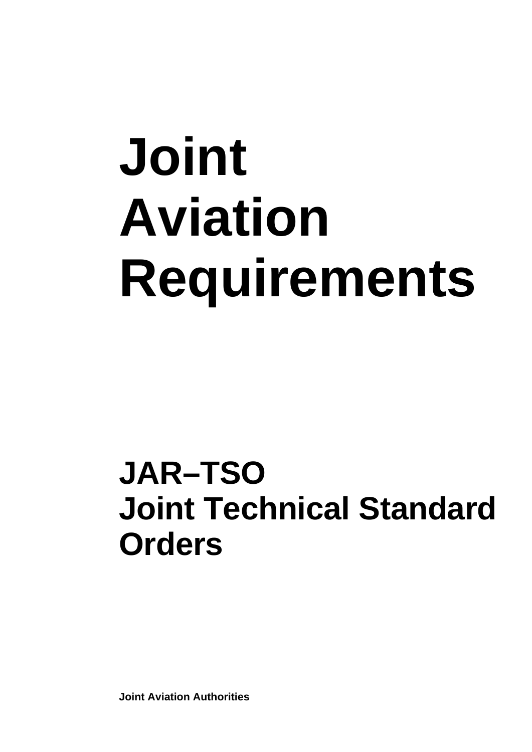# Joint Aviation Requirements

## JAR–TSO
## Joint Technical Standard Orders

**Joint Aviation Authorities**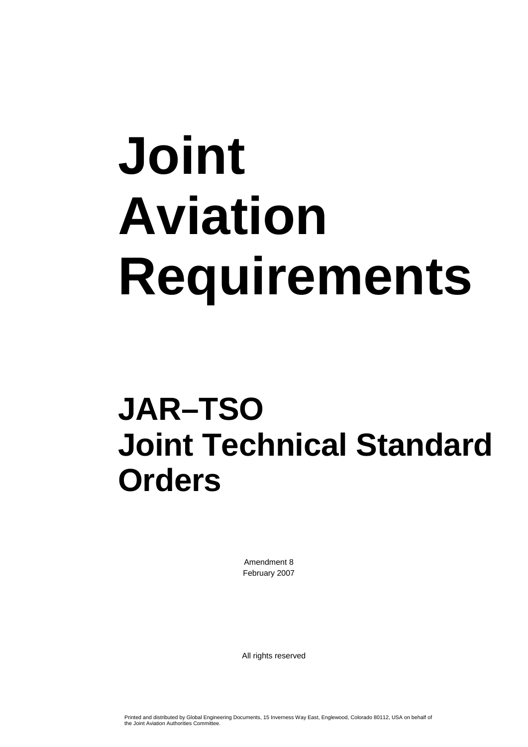# Joint Aviation Requirements

## JAR–TSO Joint Technical Standard Orders

Amendment 8
February 2007

All rights reserved

Printed and distributed by Global Engineering Documents, 15 Inverness Way East, Englewood, Colorado 80112, USA on behalf of the Joint Aviation Authorities Committee.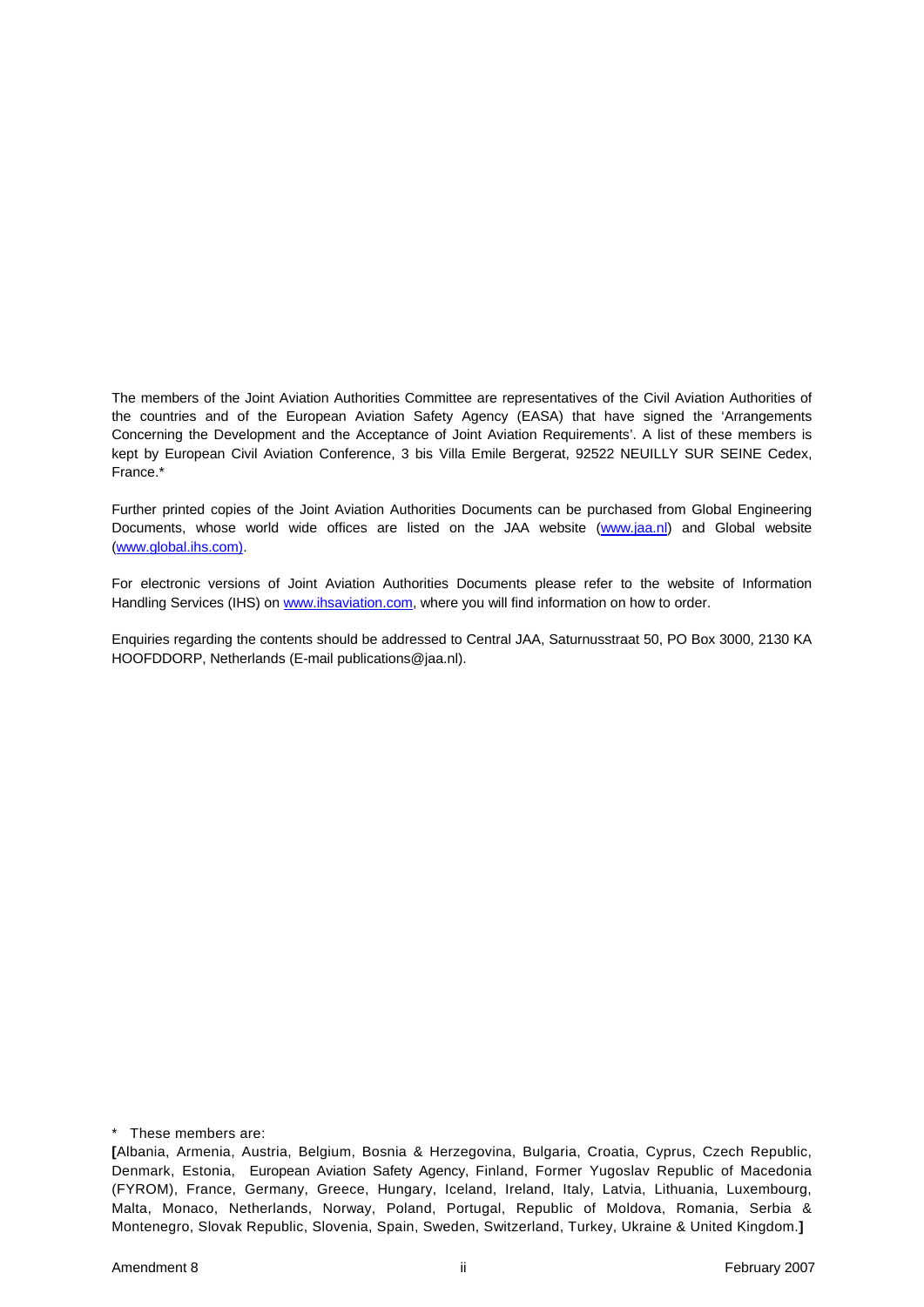The members of the Joint Aviation Authorities Committee are representatives of the Civil Aviation Authorities of the countries and of the European Aviation Safety Agency (EASA) that have signed the 'Arrangements Concerning the Development and the Acceptance of Joint Aviation Requirements'. A list of these members is kept by European Civil Aviation Conference, 3 bis Villa Emile Bergerat, 92522 NEUILLY SUR SEINE Cedex, France.*

Further printed copies of the Joint Aviation Authorities Documents can be purchased from Global Engineering Documents, whose world wide offices are listed on the JAA website (www.jaa.nl) and Global website (www.global.ihs.com).

For electronic versions of Joint Aviation Authorities Documents please refer to the website of Information Handling Services (IHS) on www.ihsaviation.com, where you will find information on how to order.

Enquiries regarding the contents should be addressed to Central JAA, Saturnusstraat 50, PO Box 3000, 2130 KA HOOFDDORP, Netherlands (E-mail publications@jaa.nl).

\* These members are:

**[**Albania, Armenia, Austria, Belgium, Bosnia & Herzegovina, Bulgaria, Croatia, Cyprus, Czech Republic, Denmark, Estonia, European Aviation Safety Agency, Finland, Former Yugoslav Republic of Macedonia (FYROM), France, Germany, Greece, Hungary, Iceland, Ireland, Italy, Latvia, Lithuania, Luxembourg, Malta, Monaco, Netherlands, Norway, Poland, Portugal, Republic of Moldova, Romania, Serbia & Montenegro, Slovak Republic, Slovenia, Spain, Sweden, Switzerland, Turkey, Ukraine & United Kingdom.**]**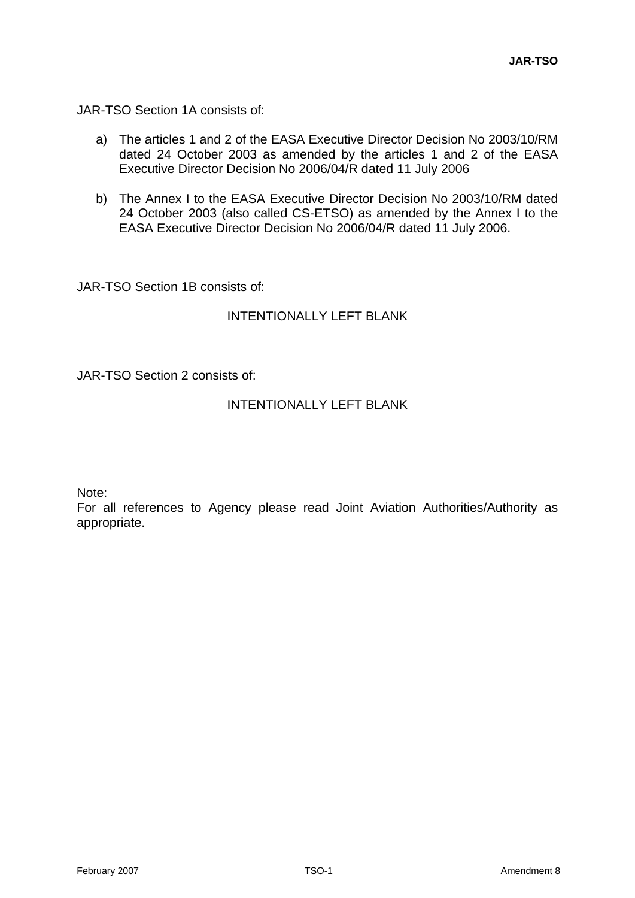JAR-TSO Section 1A consists of:

a) The articles 1 and 2 of the EASA Executive Director Decision No 2003/10/RM dated 24 October 2003 as amended by the articles 1 and 2 of the EASA Executive Director Decision No 2006/04/R dated 11 July 2006

b) The Annex I to the EASA Executive Director Decision No 2003/10/RM dated 24 October 2003 (also called CS-ETSO) as amended by the Annex I to the EASA Executive Director Decision No 2006/04/R dated 11 July 2006.

JAR-TSO Section 1B consists of:

INTENTIONALLY LEFT BLANK

JAR-TSO Section 2 consists of:

INTENTIONALLY LEFT BLANK

Note:
For all references to Agency please read Joint Aviation Authorities/Authority as appropriate.